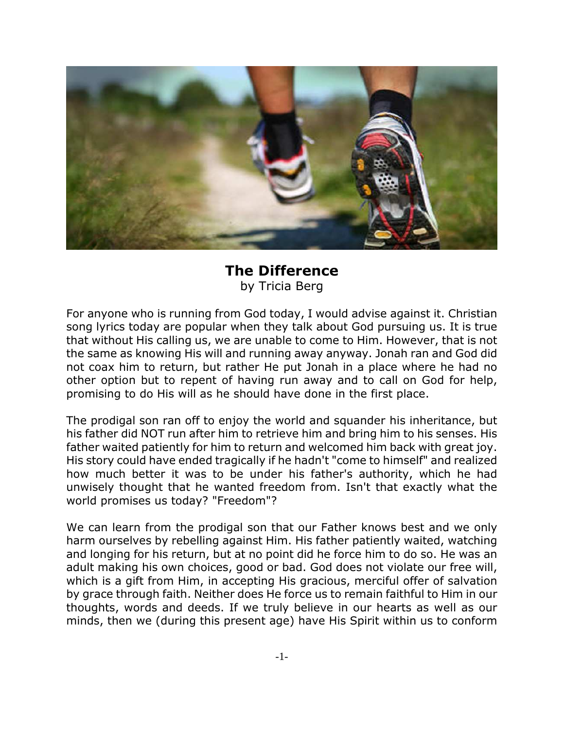# The Difference

by Tricia Berg

For anyone who is running from God today, I would advise against it. Christian song lyrics today are popular when they talk about God pursuing us. It is true that without His calling us, we are unable to come to Him. However, that is not the same as knowing His will and running away anyway. Jonah ran and God did not coax him to return, but rather He put Jonah in a place where he had no other option but to repent of having run away and to call on God for help, promising to do His will as he should have done in the first place.

The prodigal son ran off to enjoy the world and squander his inheritance, but his father did NOT run after him to retrieve him and bring him to his senses. His father waited patiently for him to return and welcomed him back with great joy. His story could have ended tragically if he hadn't "come to himself" and realized how much better it was to be under his father's authority, which he had unwisely thought that he wanted freedom from. Isn't that exactly what the world promises us today? "Freedom"?

We can learn from the prodigal son that our Father knows best and we only harm ourselves by rebelling against Him. His father patiently waited, watching and longing for his return, but at no point did he force him to do so. He was an adult making his own choices, good or bad. God does not violate our free will, which is a gift from Him, in accepting His gracious, merciful offer of salvation by grace through faith. Neither does He force us to remain faithful to Him in our thoughts, words and deeds. If we truly believe in our hearts as well as our minds, then we (during this present age) have His Spirit within us to conform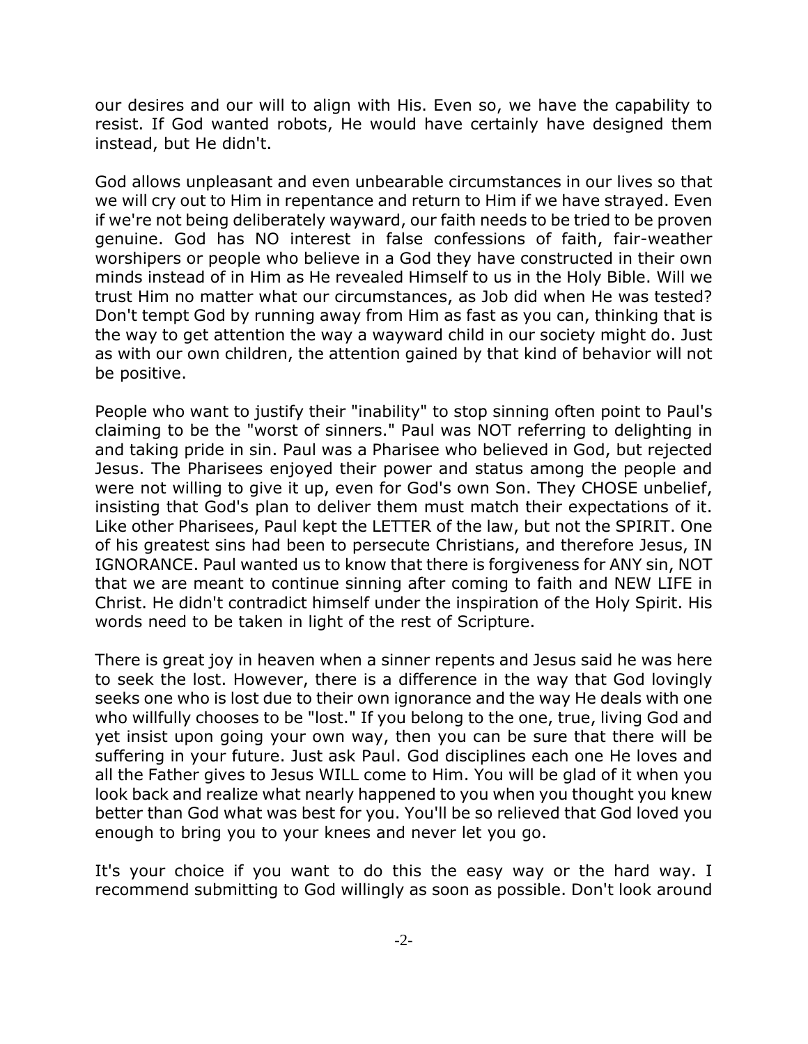our desires and our will to align with His. Even so, we have the capability to resist. If God wanted robots, He would have certainly have designed them instead, but He didn't.

God allows unpleasant and even unbearable circumstances in our lives so that we will cry out to Him in repentance and return to Him if we have strayed. Even if we're not being deliberately wayward, our faith needs to be tried to be proven genuine. God has NO interest in false confessions of faith, fair-weather worshipers or people who believe in a God they have constructed in their own minds instead of in Him as He revealed Himself to us in the Holy Bible. Will we trust Him no matter what our circumstances, as Job did when He was tested? Don't tempt God by running away from Him as fast as you can, thinking that is the way to get attention the way a wayward child in our society might do. Just as with our own children, the attention gained by that kind of behavior will not be positive.

People who want to justify their "inability" to stop sinning often point to Paul's claiming to be the "worst of sinners." Paul was NOT referring to delighting in and taking pride in sin. Paul was a Pharisee who believed in God, but rejected Jesus. The Pharisees enjoyed their power and status among the people and were not willing to give it up, even for God's own Son. They CHOSE unbelief, insisting that God's plan to deliver them must match their expectations of it. Like other Pharisees, Paul kept the LETTER of the law, but not the SPIRIT. One of his greatest sins had been to persecute Christians, and therefore Jesus, IN IGNORANCE. Paul wanted us to know that there is forgiveness for ANY sin, NOT that we are meant to continue sinning after coming to faith and NEW LIFE in Christ. He didn't contradict himself under the inspiration of the Holy Spirit. His words need to be taken in light of the rest of Scripture.

There is great joy in heaven when a sinner repents and Jesus said he was here to seek the lost. However, there is a difference in the way that God lovingly seeks one who is lost due to their own ignorance and the way He deals with one who willfully chooses to be "lost." If you belong to the one, true, living God and yet insist upon going your own way, then you can be sure that there will be suffering in your future. Just ask Paul. God disciplines each one He loves and all the Father gives to Jesus WILL come to Him. You will be glad of it when you look back and realize what nearly happened to you when you thought you knew better than God what was best for you. You'll be so relieved that God loved you enough to bring you to your knees and never let you go.

It's your choice if you want to do this the easy way or the hard way. I recommend submitting to God willingly as soon as possible. Don't look around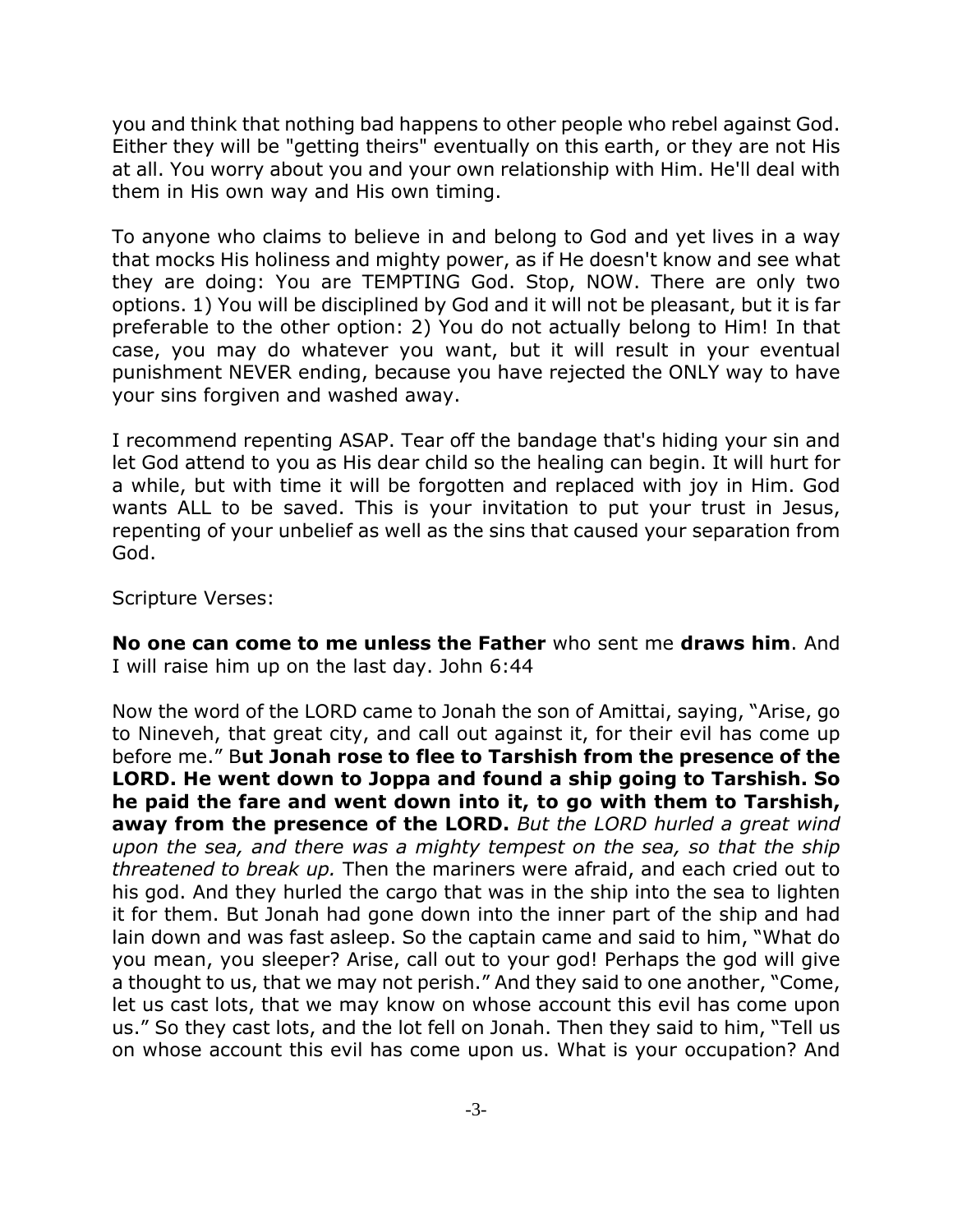you and think that nothing bad happens to other people who rebel against God. Either they will be "getting theirs" eventually on this earth, or they are not His at all. You worry about you and your own relationship with Him. He'll deal with them in His own way and His own timing.

To anyone who claims to believe in and belong to God and yet lives in a way that mocks His holiness and mighty power, as if He doesn't know and see what they are doing: You are TEMPTING God. Stop, NOW. There are only two options. 1) You will be disciplined by God and it will not be pleasant, but it is far preferable to the other option: 2) You do not actually belong to Him! In that case, you may do whatever you want, but it will result in your eventual punishment NEVER ending, because you have rejected the ONLY way to have your sins forgiven and washed away.

I recommend repenting ASAP. Tear off the bandage that's hiding your sin and let God attend to you as His dear child so the healing can begin. It will hurt for a while, but with time it will be forgotten and replaced with joy in Him. God wants ALL to be saved. This is your invitation to put your trust in Jesus, repenting of your unbelief as well as the sins that caused your separation from God.

Scripture Verses:

**No one can come to me unless the Father** who sent me **draws him**. And I will raise him up on the last day. John 6:44

Now the word of the LORD came to Jonah the son of Amittai, saying, "Arise, go to Nineveh, that great city, and call out against it, for their evil has come up before me." B**ut Jonah rose to flee to Tarshish from the presence of the LORD. He went down to Joppa and found a ship going to Tarshish. So he paid the fare and went down into it, to go with them to Tarshish, away from the presence of the LORD.** *But the LORD hurled a great wind upon the sea, and there was a mighty tempest on the sea, so that the ship threatened to break up.* Then the mariners were afraid, and each cried out to his god. And they hurled the cargo that was in the ship into the sea to lighten it for them. But Jonah had gone down into the inner part of the ship and had lain down and was fast asleep. So the captain came and said to him, "What do you mean, you sleeper? Arise, call out to your god! Perhaps the god will give a thought to us, that we may not perish." And they said to one another, "Come, let us cast lots, that we may know on whose account this evil has come upon us." So they cast lots, and the lot fell on Jonah. Then they said to him, "Tell us on whose account this evil has come upon us. What is your occupation? And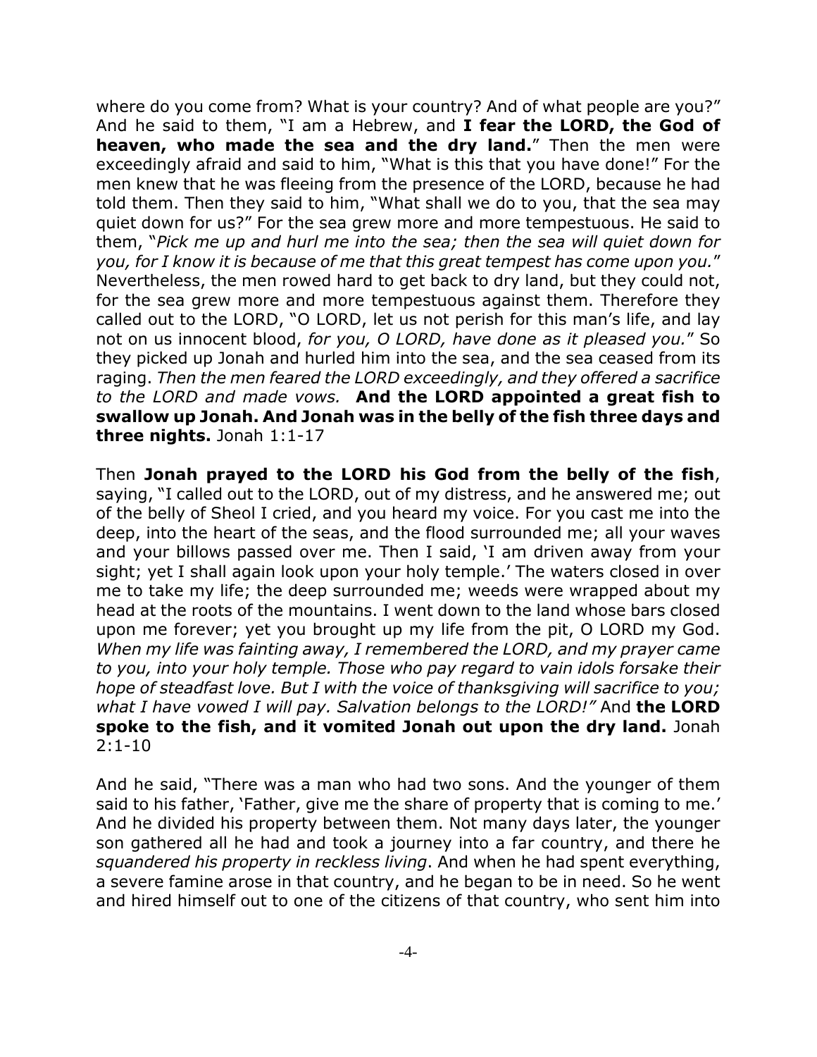where do you come from? What is your country? And of what people are you?" And he said to them, "I am a Hebrew, and **I fear the LORD, the God of heaven, who made the sea and the dry land.**" Then the men were exceedingly afraid and said to him, "What is this that you have done!" For the men knew that he was fleeing from the presence of the LORD, because he had told them. Then they said to him, "What shall we do to you, that the sea may quiet down for us?" For the sea grew more and more tempestuous. He said to them, "*Pick me up and hurl me into the sea; then the sea will quiet down for you, for I know it is because of me that this great tempest has come upon you.*" Nevertheless, the men rowed hard to get back to dry land, but they could not, for the sea grew more and more tempestuous against them. Therefore they called out to the LORD, "O LORD, let us not perish for this man's life, and lay not on us innocent blood, *for you, O LORD, have done as it pleased you.*" So they picked up Jonah and hurled him into the sea, and the sea ceased from its raging. *Then the men feared the LORD exceedingly, and they offered a sacrifice to the LORD and made vows.* **And the LORD appointed a great fish to swallow up Jonah. And Jonah was in the belly of the fish three days and three nights.** Jonah 1:1-17

Then **Jonah prayed to the LORD his God from the belly of the fish**, saying, "I called out to the LORD, out of my distress, and he answered me; out of the belly of Sheol I cried, and you heard my voice. For you cast me into the deep, into the heart of the seas, and the flood surrounded me; all your waves and your billows passed over me. Then I said, 'I am driven away from your sight; yet I shall again look upon your holy temple.' The waters closed in over me to take my life; the deep surrounded me; weeds were wrapped about my head at the roots of the mountains. I went down to the land whose bars closed upon me forever; yet you brought up my life from the pit, O LORD my God. *When my life was fainting away, I remembered the LORD, and my prayer came to you, into your holy temple. Those who pay regard to vain idols forsake their hope of steadfast love. But I with the voice of thanksgiving will sacrifice to you; what I have vowed I will pay. Salvation belongs to the LORD!"* And **the LORD spoke to the fish, and it vomited Jonah out upon the dry land.** Jonah 2:1-10

And he said, "There was a man who had two sons. And the younger of them said to his father, 'Father, give me the share of property that is coming to me.' And he divided his property between them. Not many days later, the younger son gathered all he had and took a journey into a far country, and there he *squandered his property in reckless living*. And when he had spent everything, a severe famine arose in that country, and he began to be in need. So he went and hired himself out to one of the citizens of that country, who sent him into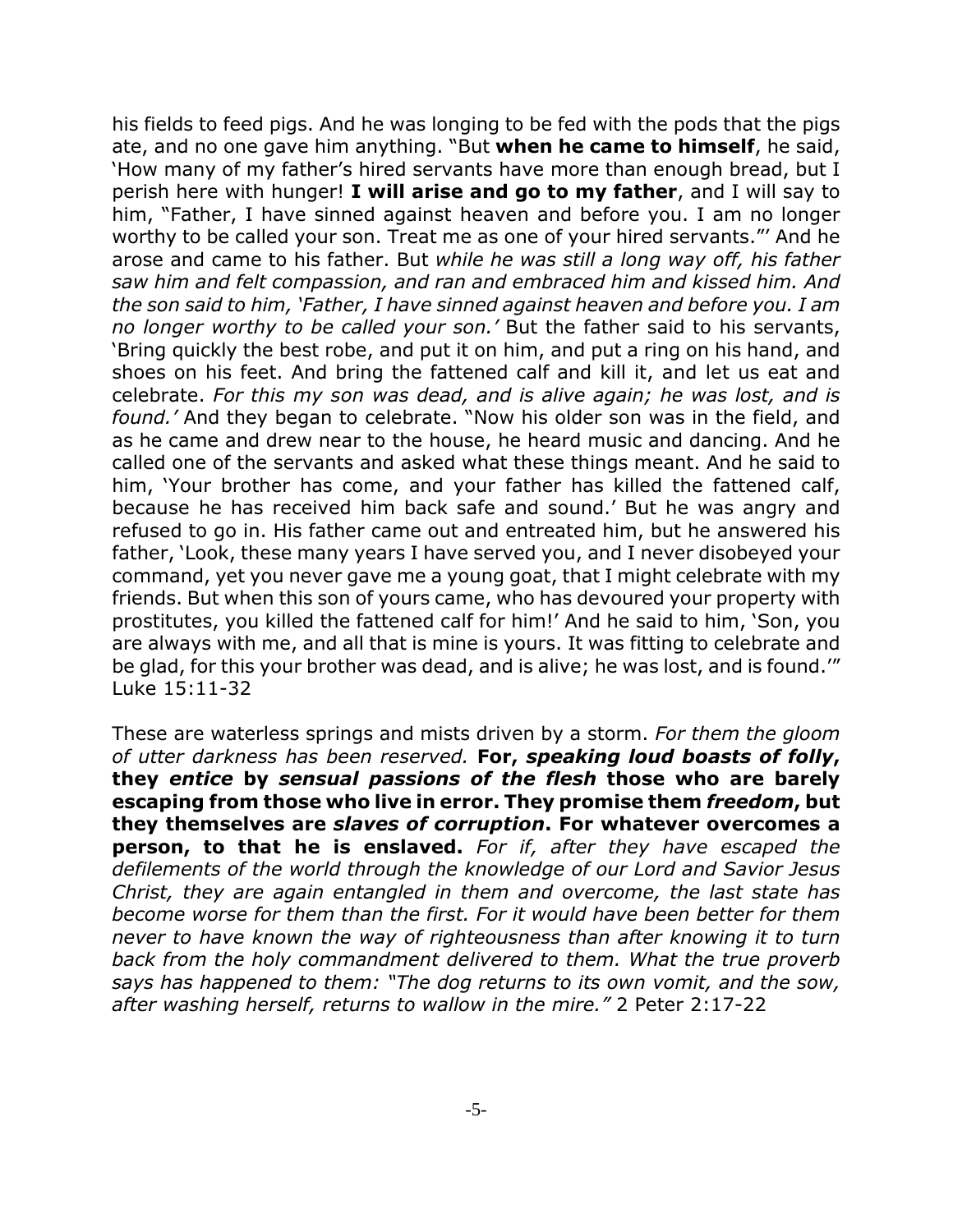his fields to feed pigs. And he was longing to be fed with the pods that the pigs ate, and no one gave him anything. "But **when he came to himself**, he said, 'How many of my father's hired servants have more than enough bread, but I perish here with hunger! **I will arise and go to my father**, and I will say to him, "Father, I have sinned against heaven and before you. I am no longer worthy to be called your son. Treat me as one of your hired servants."' And he arose and came to his father. But *while he was still a long way off, his father saw him and felt compassion, and ran and embraced him and kissed him. And the son said to him, 'Father, I have sinned against heaven and before you. I am no longer worthy to be called your son.'* But the father said to his servants, 'Bring quickly the best robe, and put it on him, and put a ring on his hand, and shoes on his feet. And bring the fattened calf and kill it, and let us eat and celebrate. *For this my son was dead, and is alive again; he was lost, and is found.'* And they began to celebrate. "Now his older son was in the field, and as he came and drew near to the house, he heard music and dancing. And he called one of the servants and asked what these things meant. And he said to him, 'Your brother has come, and your father has killed the fattened calf, because he has received him back safe and sound.' But he was angry and refused to go in. His father came out and entreated him, but he answered his father, 'Look, these many years I have served you, and I never disobeyed your command, yet you never gave me a young goat, that I might celebrate with my friends. But when this son of yours came, who has devoured your property with prostitutes, you killed the fattened calf for him!' And he said to him, 'Son, you are always with me, and all that is mine is yours. It was fitting to celebrate and be glad, for this your brother was dead, and is alive; he was lost, and is found.'" Luke 15:11-32

These are waterless springs and mists driven by a storm. *For them the gloom of utter darkness has been reserved.* **For, *speaking loud boasts of folly*, they *entice* by *sensual passions of the flesh* those who are barely escaping from those who live in error. They promise them *freedom*, but they themselves are *slaves of corruption*. For whatever overcomes a person, to that he is enslaved.** *For if, after they have escaped the defilements of the world through the knowledge of our Lord and Savior Jesus Christ, they are again entangled in them and overcome, the last state has become worse for them than the first. For it would have been better for them never to have known the way of righteousness than after knowing it to turn back from the holy commandment delivered to them. What the true proverb says has happened to them: "The dog returns to its own vomit, and the sow, after washing herself, returns to wallow in the mire."* 2 Peter 2:17-22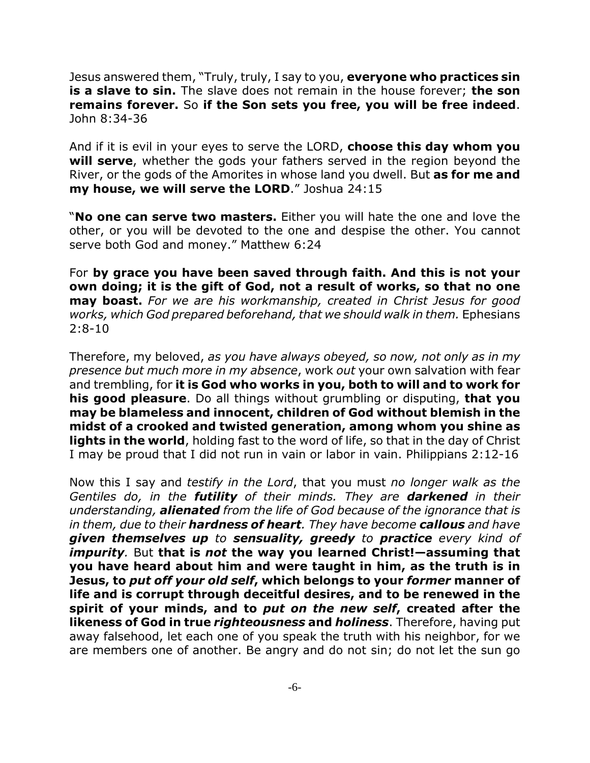Jesus answered them, "Truly, truly, I say to you, **everyone who practices sin is a slave to sin.** The slave does not remain in the house forever; **the son remains forever.** So **if the Son sets you free, you will be free indeed**. John 8:34-36

And if it is evil in your eyes to serve the LORD, **choose this day whom you will serve**, whether the gods your fathers served in the region beyond the River, or the gods of the Amorites in whose land you dwell. But **as for me and my house, we will serve the LORD**." Joshua 24:15

"**No one can serve two masters.** Either you will hate the one and love the other, or you will be devoted to the one and despise the other. You cannot serve both God and money." Matthew 6:24

For **by grace you have been saved through faith. And this is not your own doing; it is the gift of God, not a result of works, so that no one may boast.** *For we are his workmanship, created in Christ Jesus for good works, which God prepared beforehand, that we should walk in them.* Ephesians 2:8-10

Therefore, my beloved, *as you have always obeyed, so now, not only as in my presence but much more in my absence*, work *out* your own salvation with fear and trembling, for **it is God who works in you, both to will and to work for his good pleasure**. Do all things without grumbling or disputing, **that you may be blameless and innocent, children of God without blemish in the midst of a crooked and twisted generation, among whom you shine as lights in the world**, holding fast to the word of life, so that in the day of Christ I may be proud that I did not run in vain or labor in vain. Philippians 2:12-16

Now this I say and *testify in the Lord*, that you must *no longer walk as the Gentiles do, in the **futility** of their minds. They are **darkened** in their understanding, **alienated** from the life of God because of the ignorance that is in them, due to their **hardness of heart**. They have become **callous** and have **given themselves up** to **sensuality, greedy** to **practice** every kind of **impurity**.* But **that is *not* the way you learned Christ!—assuming that you have heard about him and were taught in him, as the truth is in Jesus, to *put off your old self*, which belongs to your *former* manner of life and is corrupt through deceitful desires, and to be renewed in the spirit of your minds, and to *put on the new self*, created after the likeness of God in true *righteousness* and *holiness***. Therefore, having put away falsehood, let each one of you speak the truth with his neighbor, for we are members one of another. Be angry and do not sin; do not let the sun go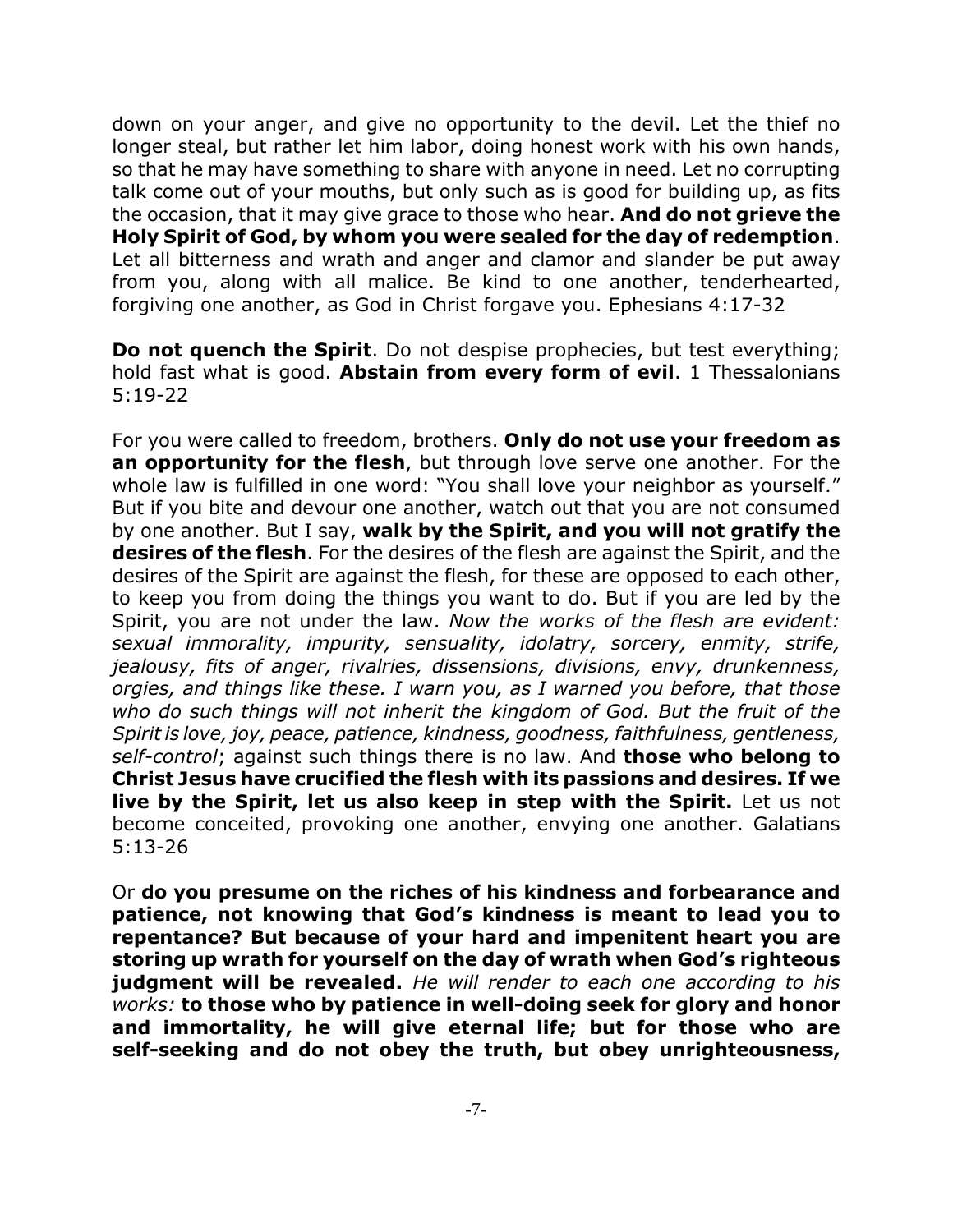down on your anger, and give no opportunity to the devil. Let the thief no longer steal, but rather let him labor, doing honest work with his own hands, so that he may have something to share with anyone in need. Let no corrupting talk come out of your mouths, but only such as is good for building up, as fits the occasion, that it may give grace to those who hear. **And do not grieve the Holy Spirit of God, by whom you were sealed for the day of redemption**. Let all bitterness and wrath and anger and clamor and slander be put away from you, along with all malice. Be kind to one another, tenderhearted, forgiving one another, as God in Christ forgave you. Ephesians 4:17-32

**Do not quench the Spirit**. Do not despise prophecies, but test everything; hold fast what is good. **Abstain from every form of evil**. 1 Thessalonians 5:19-22

For you were called to freedom, brothers. **Only do not use your freedom as an opportunity for the flesh**, but through love serve one another. For the whole law is fulfilled in one word: "You shall love your neighbor as yourself." But if you bite and devour one another, watch out that you are not consumed by one another. But I say, **walk by the Spirit, and you will not gratify the desires of the flesh**. For the desires of the flesh are against the Spirit, and the desires of the Spirit are against the flesh, for these are opposed to each other, to keep you from doing the things you want to do. But if you are led by the Spirit, you are not under the law. *Now the works of the flesh are evident: sexual immorality, impurity, sensuality, idolatry, sorcery, enmity, strife, jealousy, fits of anger, rivalries, dissensions, divisions, envy, drunkenness, orgies, and things like these. I warn you, as I warned you before, that those who do such things will not inherit the kingdom of God. But the fruit of the Spirit is love, joy, peace, patience, kindness, goodness, faithfulness, gentleness, self-control*; against such things there is no law. And **those who belong to Christ Jesus have crucified the flesh with its passions and desires. If we live by the Spirit, let us also keep in step with the Spirit.** Let us not become conceited, provoking one another, envying one another. Galatians 5:13-26

Or **do you presume on the riches of his kindness and forbearance and patience, not knowing that God's kindness is meant to lead you to repentance? But because of your hard and impenitent heart you are storing up wrath for yourself on the day of wrath when God's righteous judgment will be revealed.** *He will render to each one according to his works:* **to those who by patience in well-doing seek for glory and honor and immortality, he will give eternal life; but for those who are self-seeking and do not obey the truth, but obey unrighteousness,**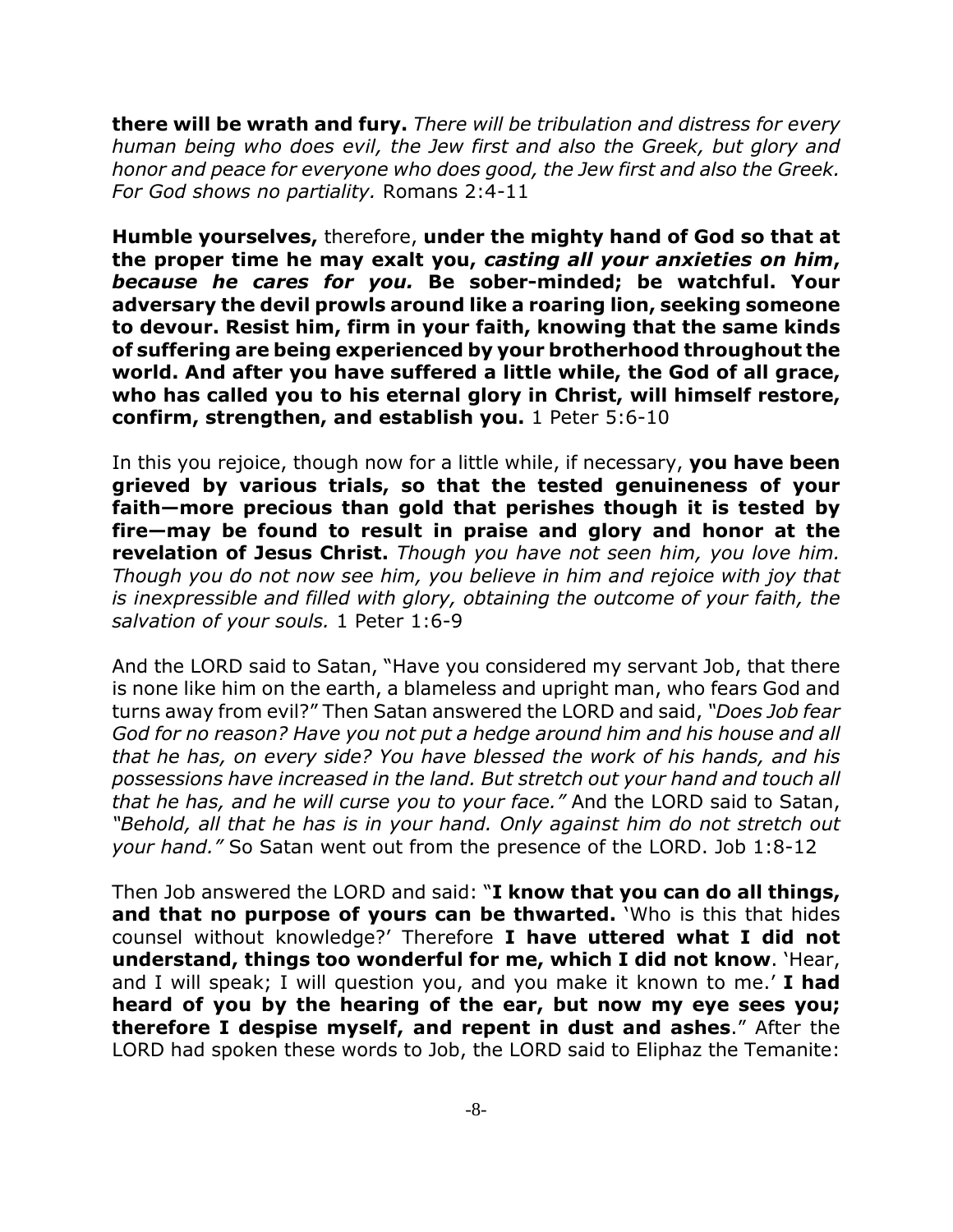**there will be wrath and fury.** *There will be tribulation and distress for every human being who does evil, the Jew first and also the Greek, but glory and honor and peace for everyone who does good, the Jew first and also the Greek. For God shows no partiality.* Romans 2:4-11

**Humble yourselves,** therefore, **under the mighty hand of God so that at the proper time he may exalt you, *casting all your anxieties on him*, *because he cares for you.* Be sober-minded; be watchful. Your adversary the devil prowls around like a roaring lion, seeking someone to devour. Resist him, firm in your faith, knowing that the same kinds of suffering are being experienced by your brotherhood throughout the world. And after you have suffered a little while, the God of all grace, who has called you to his eternal glory in Christ, will himself restore, confirm, strengthen, and establish you.** 1 Peter 5:6-10

In this you rejoice, though now for a little while, if necessary, **you have been grieved by various trials, so that the tested genuineness of your faith—more precious than gold that perishes though it is tested by fire—may be found to result in praise and glory and honor at the revelation of Jesus Christ.** *Though you have not seen him, you love him. Though you do not now see him, you believe in him and rejoice with joy that is inexpressible and filled with glory, obtaining the outcome of your faith, the salvation of your souls.* 1 Peter 1:6-9

And the LORD said to Satan, "Have you considered my servant Job, that there is none like him on the earth, a blameless and upright man, who fears God and turns away from evil?" Then Satan answered the LORD and said, *"Does Job fear God for no reason? Have you not put a hedge around him and his house and all that he has, on every side? You have blessed the work of his hands, and his possessions have increased in the land. But stretch out your hand and touch all that he has, and he will curse you to your face."* And the LORD said to Satan, *"Behold, all that he has is in your hand. Only against him do not stretch out your hand."* So Satan went out from the presence of the LORD. Job 1:8-12

Then Job answered the LORD and said: "**I know that you can do all things, and that no purpose of yours can be thwarted.** 'Who is this that hides counsel without knowledge?' Therefore **I have uttered what I did not understand, things too wonderful for me, which I did not know**. 'Hear, and I will speak; I will question you, and you make it known to me.' **I had heard of you by the hearing of the ear, but now my eye sees you; therefore I despise myself, and repent in dust and ashes**." After the LORD had spoken these words to Job, the LORD said to Eliphaz the Temanite: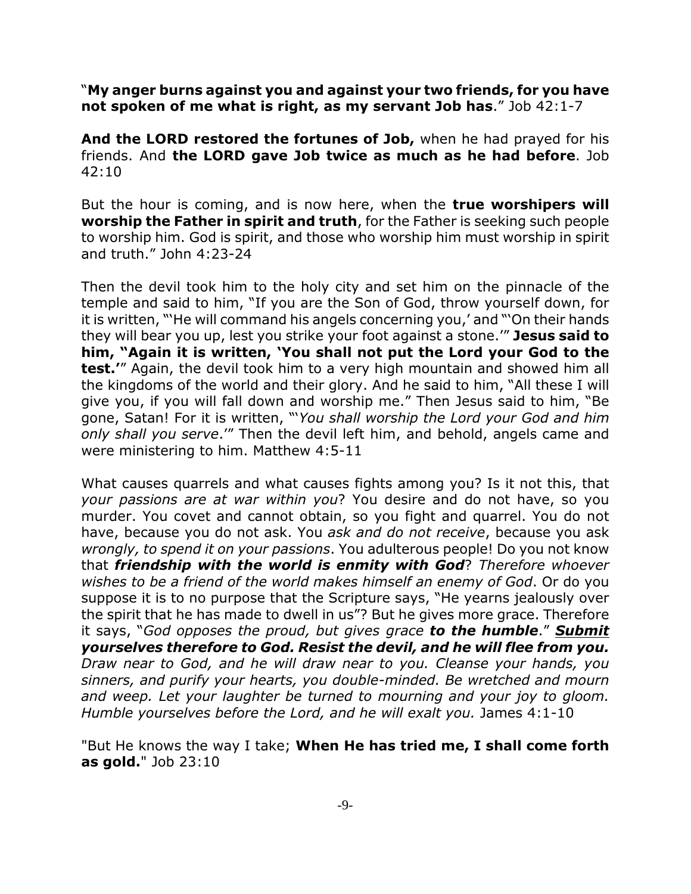"**My anger burns against you and against your two friends, for you have not spoken of me what is right, as my servant Job has**." Job 42:1-7

**And the LORD restored the fortunes of Job,** when he had prayed for his friends. And **the LORD gave Job twice as much as he had before**. Job 42:10

But the hour is coming, and is now here, when the **true worshipers will worship the Father in spirit and truth**, for the Father is seeking such people to worship him. God is spirit, and those who worship him must worship in spirit and truth." John 4:23-24

Then the devil took him to the holy city and set him on the pinnacle of the temple and said to him, "If you are the Son of God, throw yourself down, for it is written, "'He will command his angels concerning you,' and "'On their hands they will bear you up, lest you strike your foot against a stone.'" **Jesus said to him, "Again it is written, 'You shall not put the Lord your God to the test.'"** Again, the devil took him to a very high mountain and showed him all the kingdoms of the world and their glory. And he said to him, "All these I will give you, if you will fall down and worship me." Then Jesus said to him, "Be gone, Satan! For it is written, "'*You shall worship the Lord your God and him only shall you serve*.'" Then the devil left him, and behold, angels came and were ministering to him. Matthew 4:5-11

What causes quarrels and what causes fights among you? Is it not this, that *your passions are at war within you*? You desire and do not have, so you murder. You covet and cannot obtain, so you fight and quarrel. You do not have, because you do not ask. You *ask and do not receive*, because you ask *wrongly, to spend it on your passions*. You adulterous people! Do you not know that ***friendship with the world is enmity with God***? *Therefore whoever wishes to be a friend of the world makes himself an enemy of God*. Or do you suppose it is to no purpose that the Scripture says, "He yearns jealously over the spirit that he has made to dwell in us"? But he gives more grace. Therefore it says, "*God opposes the proud, but gives grace **to the humble***." ***<u>Submit</u> yourselves therefore to God. Resist the devil, and he will flee from you.*** *Draw near to God, and he will draw near to you. Cleanse your hands, you sinners, and purify your hearts, you double-minded. Be wretched and mourn and weep. Let your laughter be turned to mourning and your joy to gloom. Humble yourselves before the Lord, and he will exalt you.* James 4:1-10

"But He knows the way I take; **When He has tried me, I shall come forth as gold.**" Job 23:10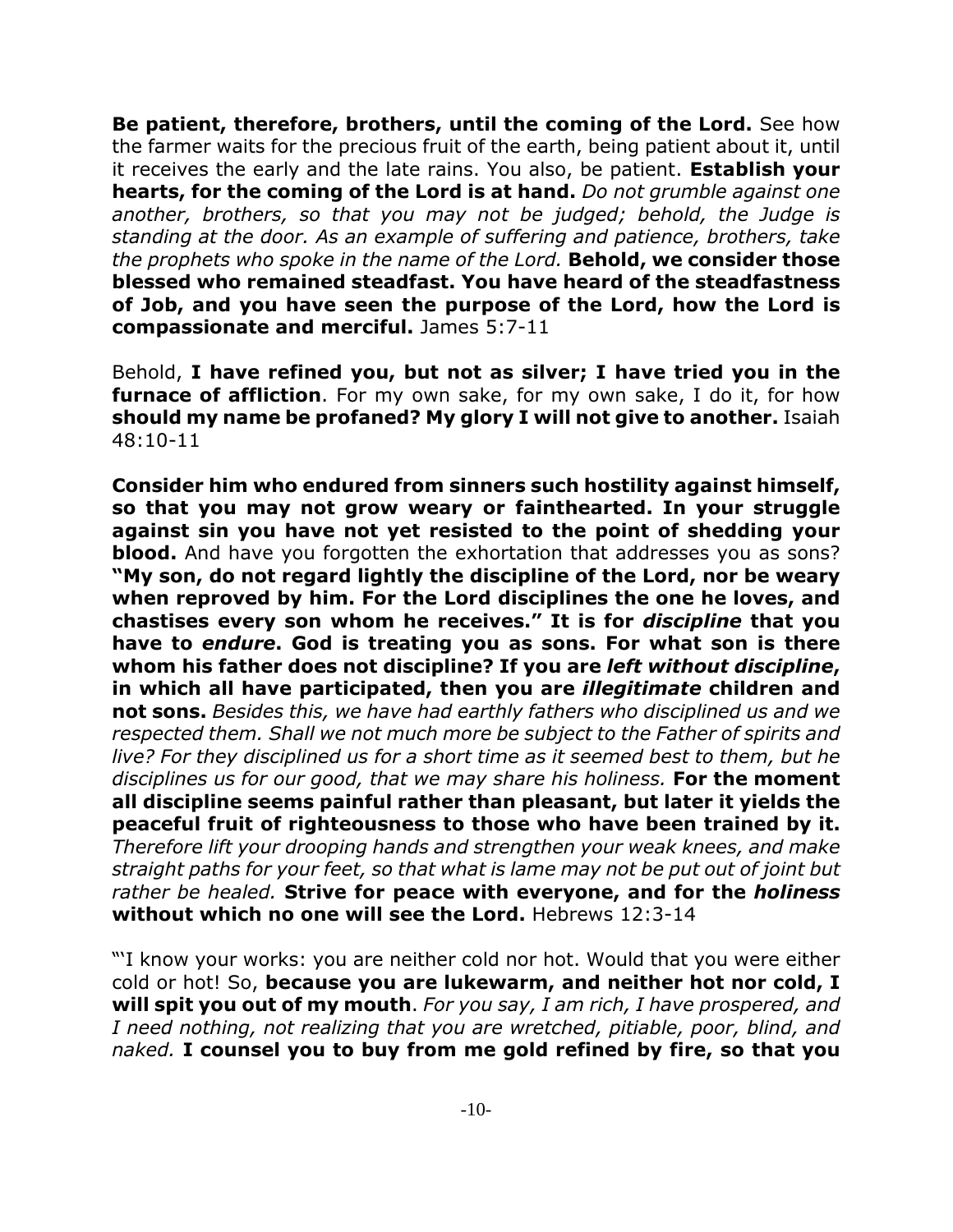**Be patient, therefore, brothers, until the coming of the Lord.** See how the farmer waits for the precious fruit of the earth, being patient about it, until it receives the early and the late rains. You also, be patient. **Establish your hearts, for the coming of the Lord is at hand.** *Do not grumble against one another, brothers, so that you may not be judged; behold, the Judge is standing at the door. As an example of suffering and patience, brothers, take the prophets who spoke in the name of the Lord.* **Behold, we consider those blessed who remained steadfast. You have heard of the steadfastness of Job, and you have seen the purpose of the Lord, how the Lord is compassionate and merciful.** James 5:7-11

Behold, **I have refined you, but not as silver; I have tried you in the furnace of affliction**. For my own sake, for my own sake, I do it, for how **should my name be profaned? My glory I will not give to another.** Isaiah 48:10-11

**Consider him who endured from sinners such hostility against himself, so that you may not grow weary or fainthearted. In your struggle against sin you have not yet resisted to the point of shedding your blood.** And have you forgotten the exhortation that addresses you as sons? **"My son, do not regard lightly the discipline of the Lord, nor be weary when reproved by him. For the Lord disciplines the one he loves, and chastises every son whom he receives." It is for *discipline* that you have to *endure*. God is treating you as sons. For what son is there whom his father does not discipline? If you are *left without discipline*, in which all have participated, then you are *illegitimate* children and not sons.** *Besides this, we have had earthly fathers who disciplined us and we respected them. Shall we not much more be subject to the Father of spirits and live? For they disciplined us for a short time as it seemed best to them, but he disciplines us for our good, that we may share his holiness.* **For the moment all discipline seems painful rather than pleasant, but later it yields the peaceful fruit of righteousness to those who have been trained by it.** *Therefore lift your drooping hands and strengthen your weak knees, and make straight paths for your feet, so that what is lame may not be put out of joint but rather be healed.* **Strive for peace with everyone, and for the *holiness* without which no one will see the Lord.** Hebrews 12:3-14

"'I know your works: you are neither cold nor hot. Would that you were either cold or hot! So, **because you are lukewarm, and neither hot nor cold, I will spit you out of my mouth**. *For you say, I am rich, I have prospered, and I need nothing, not realizing that you are wretched, pitiable, poor, blind, and naked.* **I counsel you to buy from me gold refined by fire, so that you**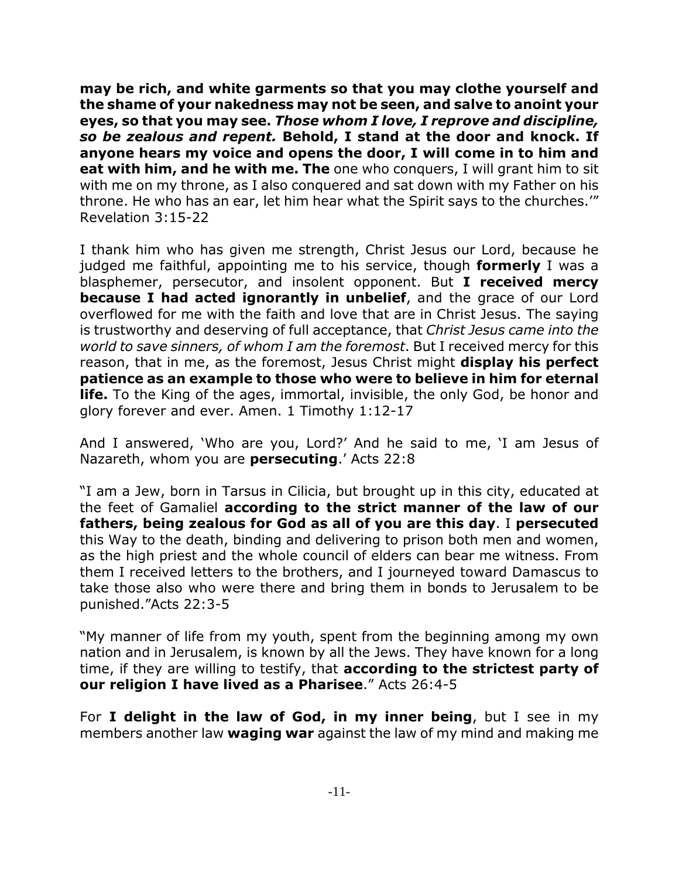**may be rich, and white garments so that you may clothe yourself and the shame of your nakedness may not be seen, and salve to anoint your eyes, so that you may see.** ***Those whom I love, I reprove and discipline, so be zealous and repent.*** **Behold, I stand at the door and knock. If anyone hears my voice and opens the door, I will come in to him and eat with him, and he with me. The** one who conquers, I will grant him to sit with me on my throne, as I also conquered and sat down with my Father on his throne. He who has an ear, let him hear what the Spirit says to the churches.'" Revelation 3:15-22

I thank him who has given me strength, Christ Jesus our Lord, because he judged me faithful, appointing me to his service, though **formerly** I was a blasphemer, persecutor, and insolent opponent. But **I received mercy because I had acted ignorantly in unbelief**, and the grace of our Lord overflowed for me with the faith and love that are in Christ Jesus. The saying is trustworthy and deserving of full acceptance, that *Christ Jesus came into the world to save sinners, of whom I am the foremost*. But I received mercy for this reason, that in me, as the foremost, Jesus Christ might **display his perfect patience as an example to those who were to believe in him for eternal life.** To the King of the ages, immortal, invisible, the only God, be honor and glory forever and ever. Amen. 1 Timothy 1:12-17

And I answered, 'Who are you, Lord?' And he said to me, 'I am Jesus of Nazareth, whom you are **persecuting**.' Acts 22:8

"I am a Jew, born in Tarsus in Cilicia, but brought up in this city, educated at the feet of Gamaliel **according to the strict manner of the law of our fathers, being zealous for God as all of you are this day**. I **persecuted** this Way to the death, binding and delivering to prison both men and women, as the high priest and the whole council of elders can bear me witness. From them I received letters to the brothers, and I journeyed toward Damascus to take those also who were there and bring them in bonds to Jerusalem to be punished."Acts 22:3-5

"My manner of life from my youth, spent from the beginning among my own nation and in Jerusalem, is known by all the Jews. They have known for a long time, if they are willing to testify, that **according to the strictest party of our religion I have lived as a Pharisee**." Acts 26:4-5

For **I delight in the law of God, in my inner being**, but I see in my members another law **waging war** against the law of my mind and making me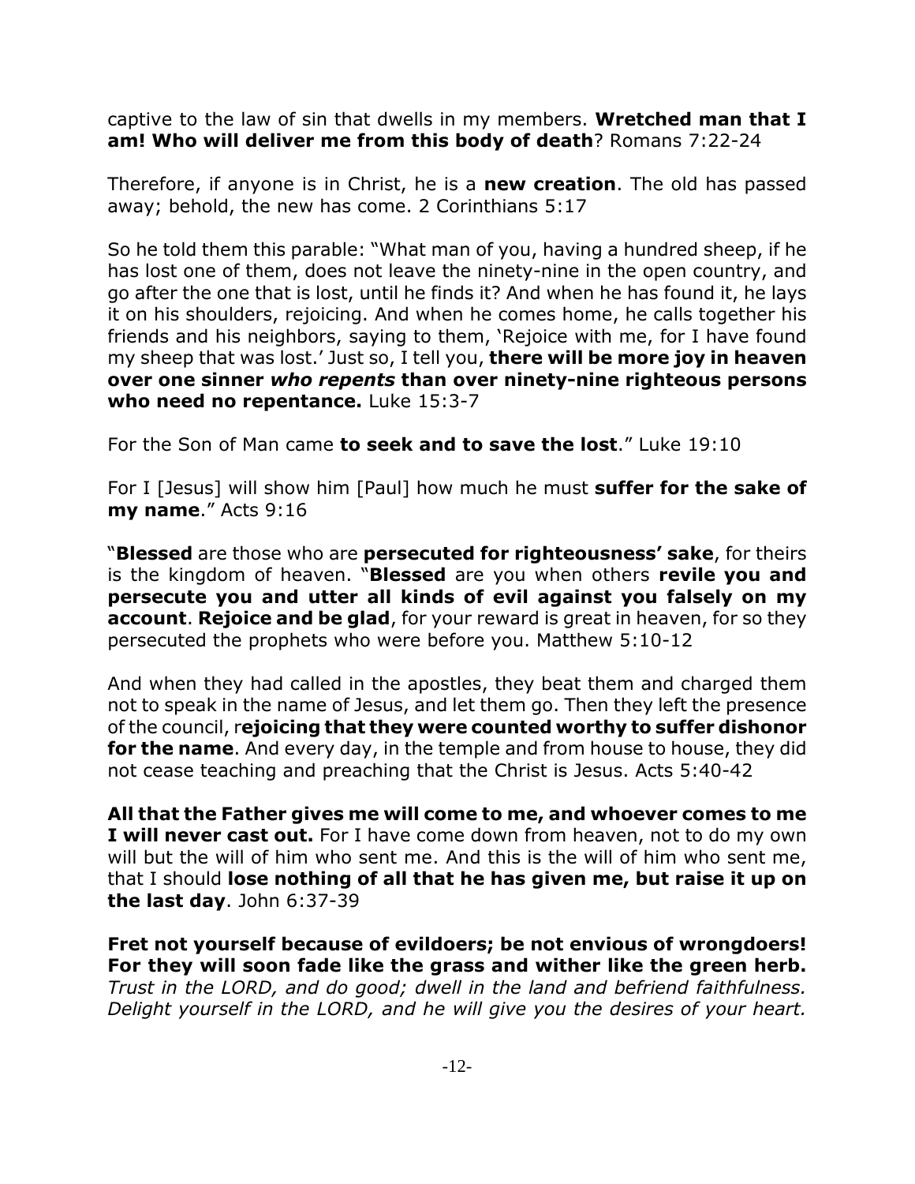captive to the law of sin that dwells in my members. **Wretched man that I am! Who will deliver me from this body of death**? Romans 7:22-24

Therefore, if anyone is in Christ, he is a **new creation**. The old has passed away; behold, the new has come. 2 Corinthians 5:17

So he told them this parable: "What man of you, having a hundred sheep, if he has lost one of them, does not leave the ninety-nine in the open country, and go after the one that is lost, until he finds it? And when he has found it, he lays it on his shoulders, rejoicing. And when he comes home, he calls together his friends and his neighbors, saying to them, 'Rejoice with me, for I have found my sheep that was lost.' Just so, I tell you, **there will be more joy in heaven over one sinner *who repents* than over ninety-nine righteous persons who need no repentance.** Luke 15:3-7

For the Son of Man came **to seek and to save the lost**." Luke 19:10

For I [Jesus] will show him [Paul] how much he must **suffer for the sake of my name**." Acts 9:16

"**Blessed** are those who are **persecuted for righteousness' sake**, for theirs is the kingdom of heaven. "**Blessed** are you when others **revile you and persecute you and utter all kinds of evil against you falsely on my account**. **Rejoice and be glad**, for your reward is great in heaven, for so they persecuted the prophets who were before you. Matthew 5:10-12

And when they had called in the apostles, they beat them and charged them not to speak in the name of Jesus, and let them go. Then they left the presence of the council, r**ejoicing that they were counted worthy to suffer dishonor for the name**. And every day, in the temple and from house to house, they did not cease teaching and preaching that the Christ is Jesus. Acts 5:40-42

**All that the Father gives me will come to me, and whoever comes to me I will never cast out.** For I have come down from heaven, not to do my own will but the will of him who sent me. And this is the will of him who sent me, that I should **lose nothing of all that he has given me, but raise it up on the last day**. John 6:37-39

**Fret not yourself because of evildoers; be not envious of wrongdoers! For they will soon fade like the grass and wither like the green herb.** *Trust in the LORD, and do good; dwell in the land and befriend faithfulness. Delight yourself in the LORD, and he will give you the desires of your heart.*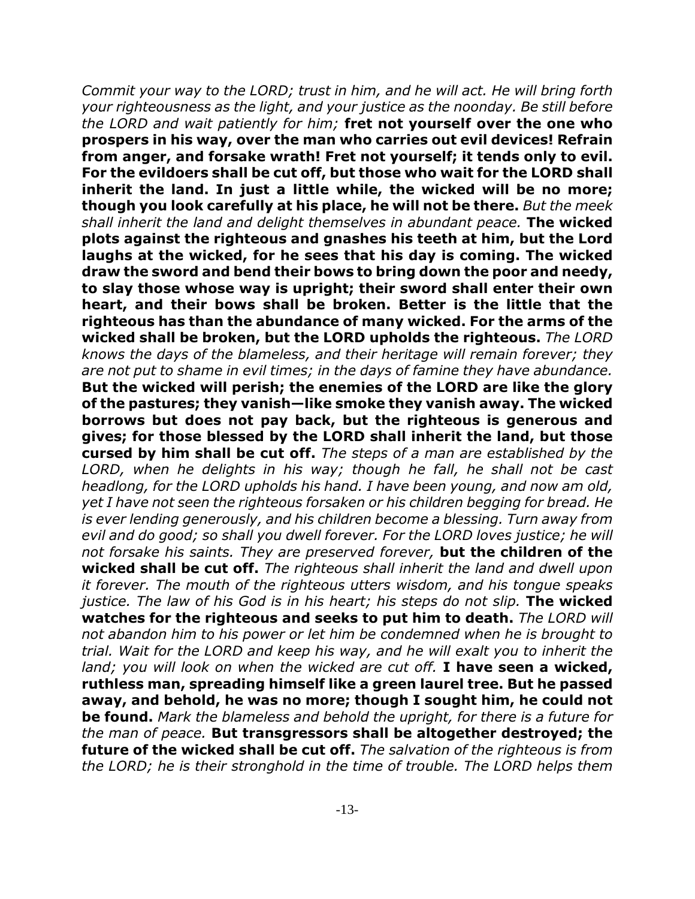*Commit your way to the LORD; trust in him, and he will act. He will bring forth your righteousness as the light, and your justice as the noonday. Be still before the LORD and wait patiently for him;* **fret not yourself over the one who prospers in his way, over the man who carries out evil devices! Refrain from anger, and forsake wrath! Fret not yourself; it tends only to evil. For the evildoers shall be cut off, but those who wait for the LORD shall inherit the land. In just a little while, the wicked will be no more; though you look carefully at his place, he will not be there.** *But the meek shall inherit the land and delight themselves in abundant peace.* **The wicked plots against the righteous and gnashes his teeth at him, but the Lord laughs at the wicked, for he sees that his day is coming. The wicked draw the sword and bend their bows to bring down the poor and needy, to slay those whose way is upright; their sword shall enter their own heart, and their bows shall be broken. Better is the little that the righteous has than the abundance of many wicked. For the arms of the wicked shall be broken, but the LORD upholds the righteous.** *The LORD knows the days of the blameless, and their heritage will remain forever; they are not put to shame in evil times; in the days of famine they have abundance.* **But the wicked will perish; the enemies of the LORD are like the glory of the pastures; they vanish—like smoke they vanish away. The wicked borrows but does not pay back, but the righteous is generous and gives; for those blessed by the LORD shall inherit the land, but those cursed by him shall be cut off.** *The steps of a man are established by the LORD, when he delights in his way; though he fall, he shall not be cast headlong, for the LORD upholds his hand. I have been young, and now am old, yet I have not seen the righteous forsaken or his children begging for bread. He is ever lending generously, and his children become a blessing. Turn away from evil and do good; so shall you dwell forever. For the LORD loves justice; he will not forsake his saints. They are preserved forever,* **but the children of the wicked shall be cut off.** *The righteous shall inherit the land and dwell upon it forever. The mouth of the righteous utters wisdom, and his tongue speaks justice. The law of his God is in his heart; his steps do not slip.* **The wicked watches for the righteous and seeks to put him to death.** *The LORD will not abandon him to his power or let him be condemned when he is brought to trial. Wait for the LORD and keep his way, and he will exalt you to inherit the land; you will look on when the wicked are cut off.* **I have seen a wicked, ruthless man, spreading himself like a green laurel tree. But he passed away, and behold, he was no more; though I sought him, he could not be found.** *Mark the blameless and behold the upright, for there is a future for the man of peace.* **But transgressors shall be altogether destroyed; the future of the wicked shall be cut off.** *The salvation of the righteous is from the LORD; he is their stronghold in the time of trouble. The LORD helps them*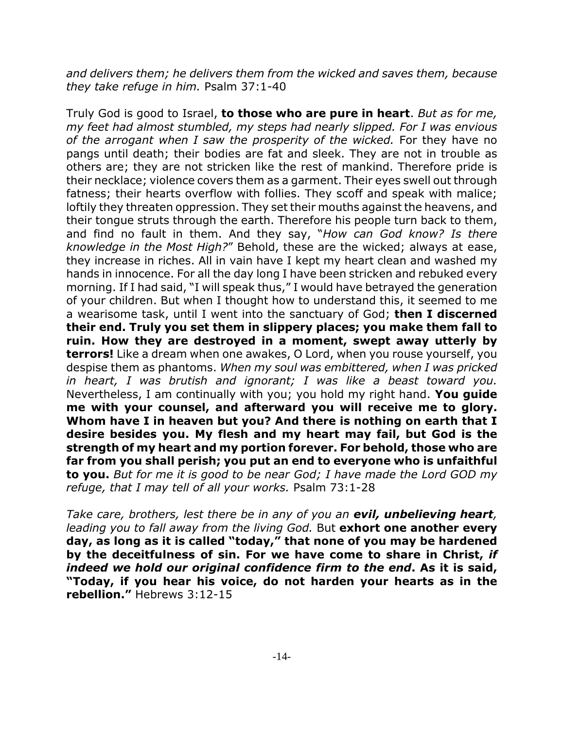*and delivers them; he delivers them from the wicked and saves them, because they take refuge in him.* Psalm 37:1-40

Truly God is good to Israel, **to those who are pure in heart**. *But as for me, my feet had almost stumbled, my steps had nearly slipped. For I was envious of the arrogant when I saw the prosperity of the wicked.* For they have no pangs until death; their bodies are fat and sleek. They are not in trouble as others are; they are not stricken like the rest of mankind. Therefore pride is their necklace; violence covers them as a garment. Their eyes swell out through fatness; their hearts overflow with follies. They scoff and speak with malice; loftily they threaten oppression. They set their mouths against the heavens, and their tongue struts through the earth. Therefore his people turn back to them, and find no fault in them. And they say, "*How can God know? Is there knowledge in the Most High?*" Behold, these are the wicked; always at ease, they increase in riches. All in vain have I kept my heart clean and washed my hands in innocence. For all the day long I have been stricken and rebuked every morning. If I had said, "I will speak thus," I would have betrayed the generation of your children. But when I thought how to understand this, it seemed to me a wearisome task, until I went into the sanctuary of God; **then I discerned their end. Truly you set them in slippery places; you make them fall to ruin. How they are destroyed in a moment, swept away utterly by terrors!** Like a dream when one awakes, O Lord, when you rouse yourself, you despise them as phantoms. *When my soul was embittered, when I was pricked in heart, I was brutish and ignorant; I was like a beast toward you.* Nevertheless, I am continually with you; you hold my right hand. **You guide me with your counsel, and afterward you will receive me to glory. Whom have I in heaven but you? And there is nothing on earth that I desire besides you. My flesh and my heart may fail, but God is the strength of my heart and my portion forever. For behold, those who are far from you shall perish; you put an end to everyone who is unfaithful to you.** *But for me it is good to be near God; I have made the Lord GOD my refuge, that I may tell of all your works.* Psalm 73:1-28

*Take care, brothers, lest there be in any of you an* ***evil, unbelieving heart****, leading you to fall away from the living God.* But **exhort one another every day, as long as it is called "today," that none of you may be hardened by the deceitfulness of sin. For we have come to share in Christ, *if indeed we hold our original confidence firm to the end*. As it is said, "Today, if you hear his voice, do not harden your hearts as in the rebellion."** Hebrews 3:12-15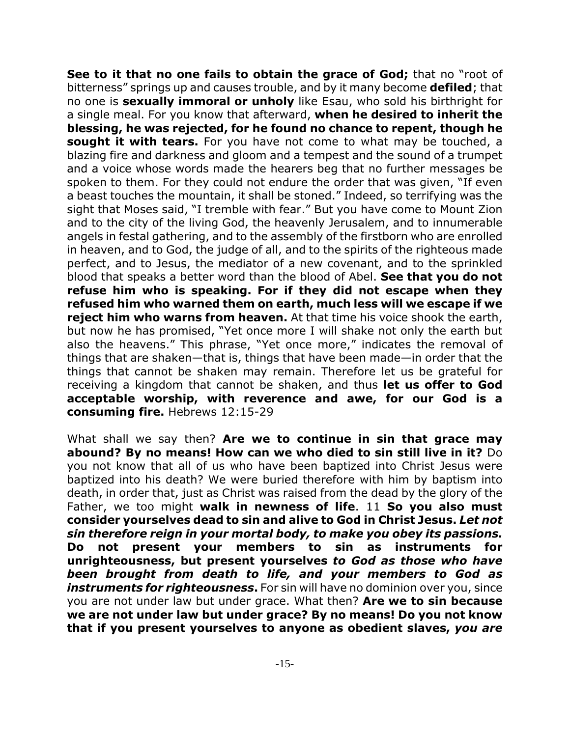**See to it that no one fails to obtain the grace of God;** that no "root of bitterness" springs up and causes trouble, and by it many become **defiled**; that no one is **sexually immoral or unholy** like Esau, who sold his birthright for a single meal. For you know that afterward, **when he desired to inherit the blessing, he was rejected, for he found no chance to repent, though he sought it with tears.** For you have not come to what may be touched, a blazing fire and darkness and gloom and a tempest and the sound of a trumpet and a voice whose words made the hearers beg that no further messages be spoken to them. For they could not endure the order that was given, "If even a beast touches the mountain, it shall be stoned." Indeed, so terrifying was the sight that Moses said, "I tremble with fear." But you have come to Mount Zion and to the city of the living God, the heavenly Jerusalem, and to innumerable angels in festal gathering, and to the assembly of the firstborn who are enrolled in heaven, and to God, the judge of all, and to the spirits of the righteous made perfect, and to Jesus, the mediator of a new covenant, and to the sprinkled blood that speaks a better word than the blood of Abel. **See that you do not refuse him who is speaking. For if they did not escape when they refused him who warned them on earth, much less will we escape if we reject him who warns from heaven.** At that time his voice shook the earth, but now he has promised, "Yet once more I will shake not only the earth but also the heavens." This phrase, "Yet once more," indicates the removal of things that are shaken—that is, things that have been made—in order that the things that cannot be shaken may remain. Therefore let us be grateful for receiving a kingdom that cannot be shaken, and thus **let us offer to God acceptable worship, with reverence and awe, for our God is a consuming fire.** Hebrews 12:15-29

What shall we say then? **Are we to continue in sin that grace may abound? By no means! How can we who died to sin still live in it?** Do you not know that all of us who have been baptized into Christ Jesus were baptized into his death? We were buried therefore with him by baptism into death, in order that, just as Christ was raised from the dead by the glory of the Father, we too might **walk in newness of life**. 11 **So you also must consider yourselves dead to sin and alive to God in Christ Jesus.** ***Let not sin therefore reign in your mortal body, to make you obey its passions.*** **Do not present your members to sin as instruments for unrighteousness, but present yourselves** ***to God as those who have been brought from death to life, and your members to God as instruments for righteousness*****.** For sin will have no dominion over you, since you are not under law but under grace. What then? **Are we to sin because we are not under law but under grace? By no means! Do you not know that if you present yourselves to anyone as obedient slaves,** ***you are***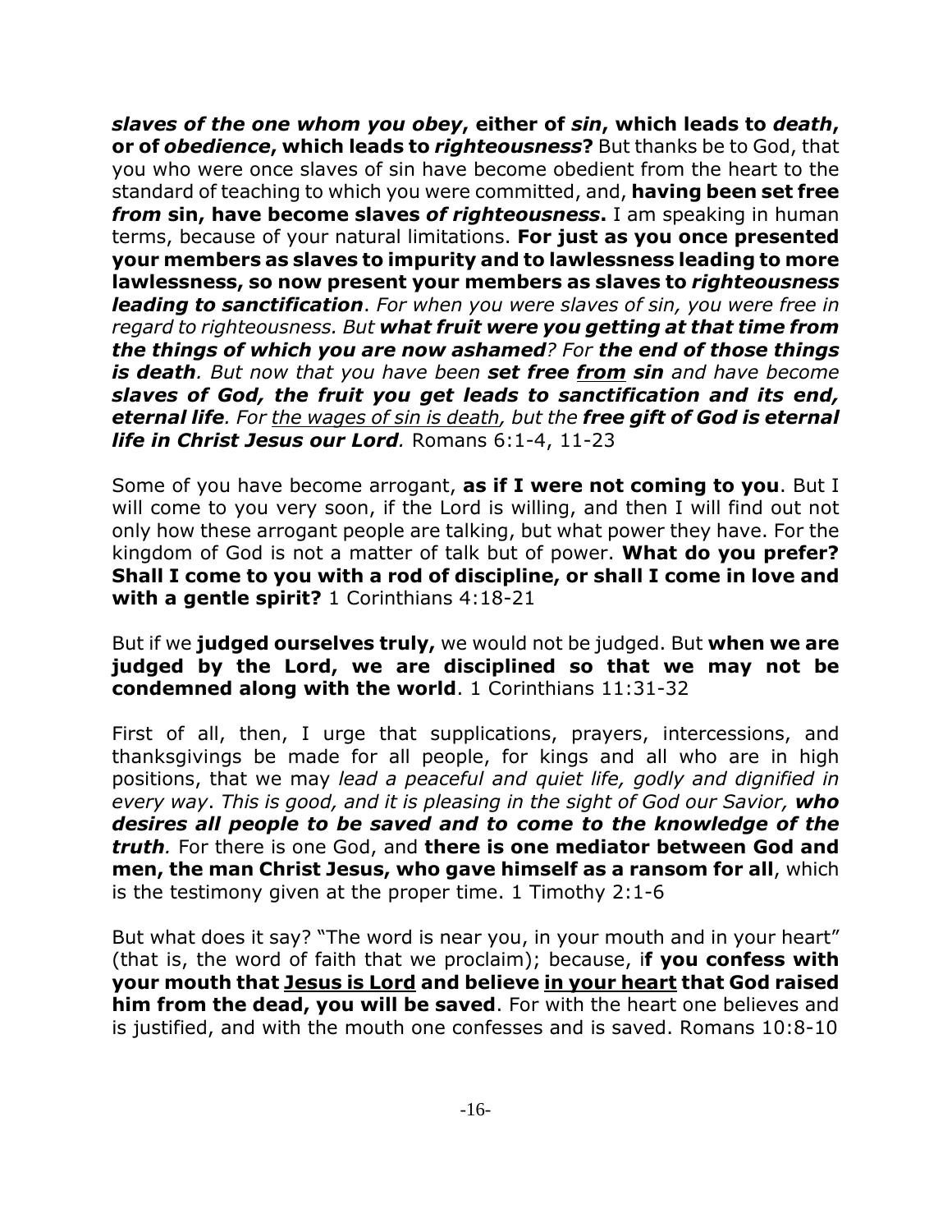***slaves of the one whom you obey*, either of *sin*, which leads to *death*, or of *obedience*, which leads to *righteousness*?** But thanks be to God, that you who were once slaves of sin have become obedient from the heart to the standard of teaching to which you were committed, and, **having been set free *from* sin, have become slaves *of righteousness*.** I am speaking in human terms, because of your natural limitations. **For just as you once presented your members as slaves to impurity and to lawlessness leading to more lawlessness, so now present your members as slaves to *righteousness leading to sanctification***. *For when you were slaves of sin, you were free in regard to righteousness. But **what fruit were you getting at that time from the things of which you are now ashamed**? For **the end of those things is death**. But now that you have been **set free <u>from</u> sin** and have become **slaves of God, the fruit you get leads to sanctification and its end, eternal life**. For <u>the wages of sin is death</u>, but the **free gift of God is eternal life in Christ Jesus our Lord**.* Romans 6:1-4, 11-23

Some of you have become arrogant, **as if I were not coming to you**. But I will come to you very soon, if the Lord is willing, and then I will find out not only how these arrogant people are talking, but what power they have. For the kingdom of God is not a matter of talk but of power. **What do you prefer? Shall I come to you with a rod of discipline, or shall I come in love and with a gentle spirit?** 1 Corinthians 4:18-21

But if we **judged ourselves truly,** we would not be judged. But **when we are judged by the Lord, we are disciplined so that we may not be condemned along with the world**. 1 Corinthians 11:31-32

First of all, then, I urge that supplications, prayers, intercessions, and thanksgivings be made for all people, for kings and all who are in high positions, that we may *lead a peaceful and quiet life, godly and dignified in every way*. *This is good, and it is pleasing in the sight of God our Savior, **who desires all people to be saved and to come to the knowledge of the truth**.* For there is one God, and **there is one mediator between God and men, the man Christ Jesus, who gave himself as a ransom for all**, which is the testimony given at the proper time. 1 Timothy 2:1-6

But what does it say? "The word is near you, in your mouth and in your heart" (that is, the word of faith that we proclaim); because, i**f you confess with your mouth that <u>Jesus is Lord</u> and believe <u>in your heart</u> that God raised him from the dead, you will be saved**. For with the heart one believes and is justified, and with the mouth one confesses and is saved. Romans 10:8-10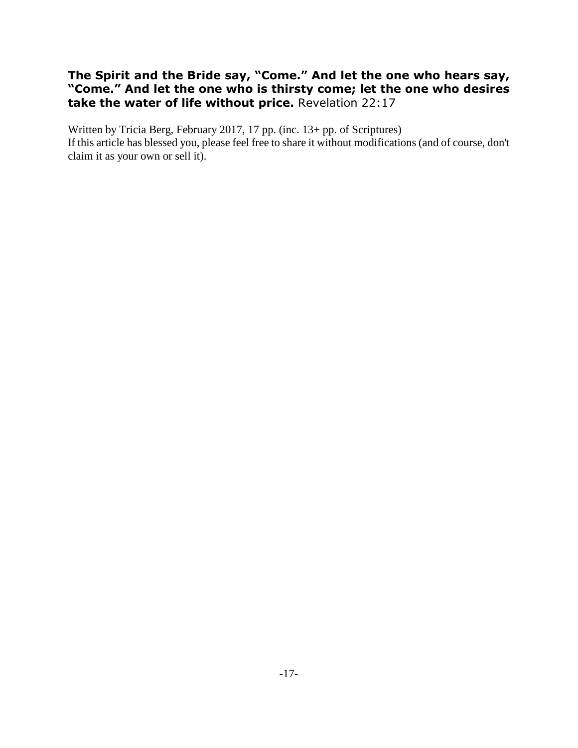**The Spirit and the Bride say, "Come." And let the one who hears say, "Come." And let the one who is thirsty come; let the one who desires take the water of life without price.** Revelation 22:17

Written by Tricia Berg, February 2017, 17 pp. (inc. 13+ pp. of Scriptures)
If this article has blessed you, please feel free to share it without modifications (and of course, don't claim it as your own or sell it).